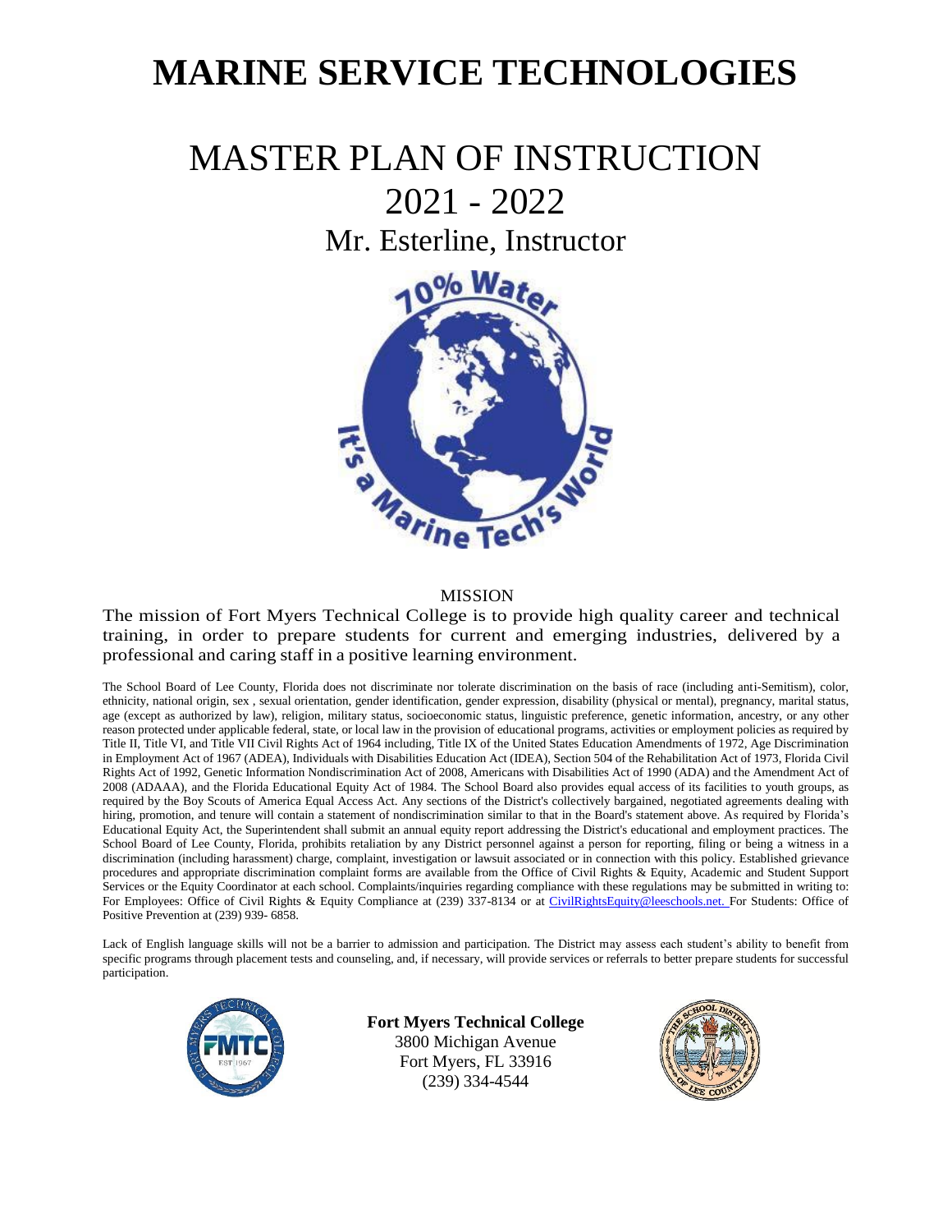# MARINE SERVICE TECHNOLOGIES

# MASTER PLAN OF INSTRUCTION

## 2021 - 2022

## Mr. Esterline, Instructor

MISSION

The mission of Fort Myers Technical College is to provide high quality career and technical training, in order to prepare students for current and emerging industries, delivered by a professional and caring staff in a positive learning environment.

The School Board of Lee County, Florida does not discriminate nor tolerate discrimination on the basis of race (including anti-Semitism), color, ethnicity, national origin, sex , sexual orientation, gender identification, gender expression, disability (physical or mental), pregnancy, marital status, age (except as authorized by law), religion, military status, socioeconomic status, linguistic preference, genetic information, ancestry, or any other reason protected under applicable federal, state, or local law in the provision of educational programs, activities or employment policies as required by Title II, Title VI, and Title VII Civil Rights Act of 1964 including, Title IX of the United States Education Amendments of 1972, Age Discrimination in Employment Act of 1967 (ADEA), Individuals with Disabilities Education Act (IDEA), Section 504 of the Rehabilitation Act of 1973, Florida Civil Rights Act of 1992, Genetic Information Nondiscrimination Act of 2008, Americans with Disabilities Act of 1990 (ADA) and the Amendment Act of 2008 (ADAAA), and the Florida Educational Equity Act of 1984. The School Board also provides equal access of its facilities to youth groups, as required by the Boy Scouts of America Equal Access Act. Any sections of the District's collectively bargained, negotiated agreements dealing with hiring, promotion, and tenure will contain a statement of nondiscrimination similar to that in the Board's statement above. As required by Florida's Educational Equity Act, the Superintendent shall submit an annual equity report addressing the District's educational and employment practices. The School Board of Lee County, Florida, prohibits retaliation by any District personnel against a person for reporting, filing or being a witness in a discrimination (including harassment) charge, complaint, investigation or lawsuit associated or in connection with this policy. Established grievance procedures and appropriate discrimination complaint forms are available from the Office of Civil Rights & Equity, Academic and Student Support Services or the Equity Coordinator at each school. Complaints/inquiries regarding compliance with these regulations may be submitted in writing to: For Employees: Office of Civil Rights & Equity Compliance at (239) 337-8134 or at CivilRightsEquity@leeschools.net. For Students: Office of Positive Prevention at (239) 939- 6858.

Lack of English language skills will not be a barrier to admission and participation. The District may assess each student's ability to benefit from specific programs through placement tests and counseling, and, if necessary, will provide services or referrals to better prepare students for successful participation.

**Fort Myers Technical College**
3800 Michigan Avenue
Fort Myers, FL 33916
(239) 334-4544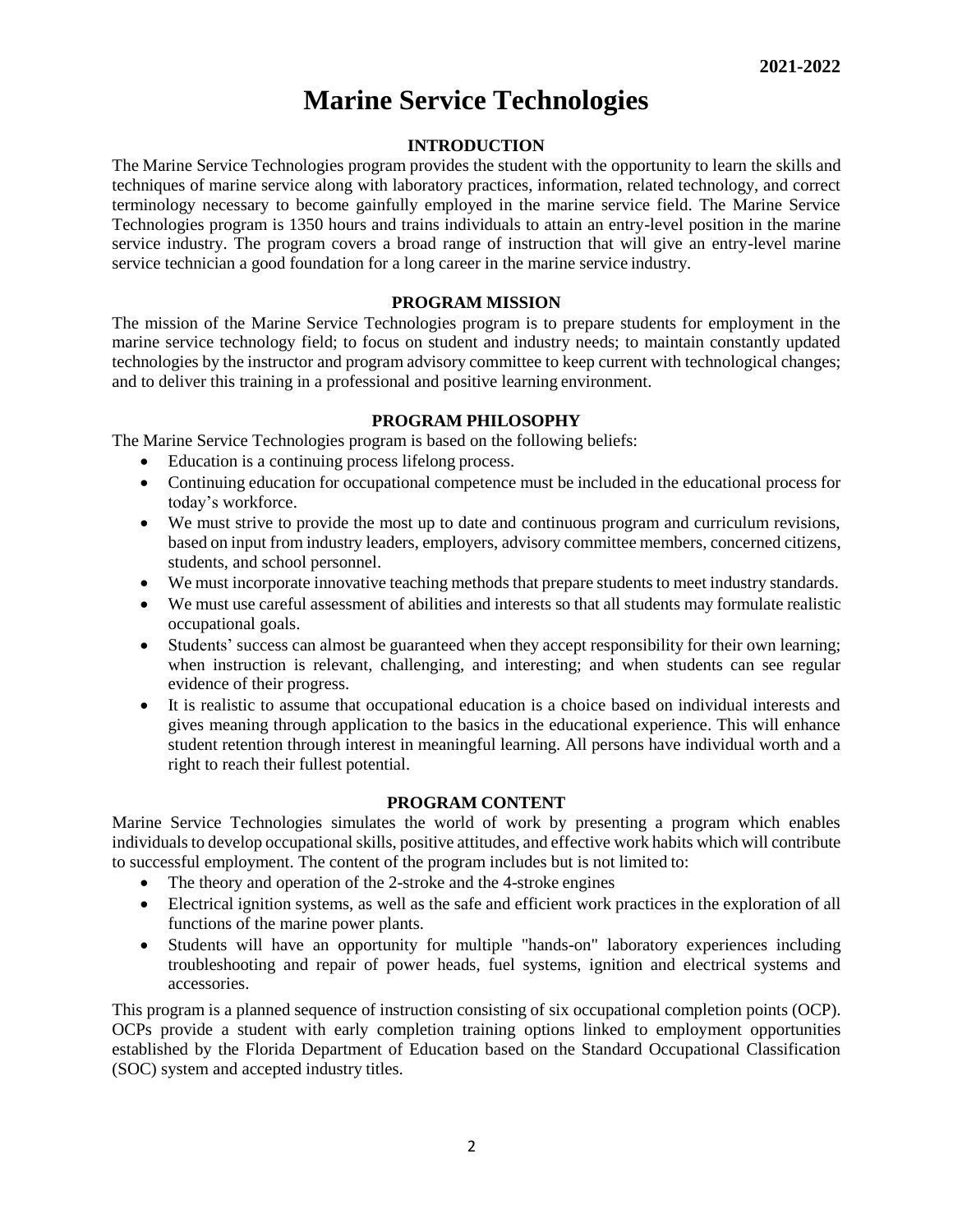**2021-2022**

# Marine Service Technologies

## INTRODUCTION

The Marine Service Technologies program provides the student with the opportunity to learn the skills and techniques of marine service along with laboratory practices, information, related technology, and correct terminology necessary to become gainfully employed in the marine service field. The Marine Service Technologies program is 1350 hours and trains individuals to attain an entry-level position in the marine service industry. The program covers a broad range of instruction that will give an entry-level marine service technician a good foundation for a long career in the marine service industry.

## PROGRAM MISSION

The mission of the Marine Service Technologies program is to prepare students for employment in the marine service technology field; to focus on student and industry needs; to maintain constantly updated technologies by the instructor and program advisory committee to keep current with technological changes; and to deliver this training in a professional and positive learning environment.

## PROGRAM PHILOSOPHY

The Marine Service Technologies program is based on the following beliefs:

- Education is a continuing process lifelong process.
- Continuing education for occupational competence must be included in the educational process for today's workforce.
- We must strive to provide the most up to date and continuous program and curriculum revisions, based on input from industry leaders, employers, advisory committee members, concerned citizens, students, and school personnel.
- We must incorporate innovative teaching methods that prepare students to meet industry standards.
- We must use careful assessment of abilities and interests so that all students may formulate realistic occupational goals.
- Students' success can almost be guaranteed when they accept responsibility for their own learning; when instruction is relevant, challenging, and interesting; and when students can see regular evidence of their progress.
- It is realistic to assume that occupational education is a choice based on individual interests and gives meaning through application to the basics in the educational experience. This will enhance student retention through interest in meaningful learning. All persons have individual worth and a right to reach their fullest potential.

## PROGRAM CONTENT

Marine Service Technologies simulates the world of work by presenting a program which enables individuals to develop occupational skills, positive attitudes, and effective work habits which will contribute to successful employment. The content of the program includes but is not limited to:

- The theory and operation of the 2-stroke and the 4-stroke engines
- Electrical ignition systems, as well as the safe and efficient work practices in the exploration of all functions of the marine power plants.
- Students will have an opportunity for multiple "hands-on" laboratory experiences including troubleshooting and repair of power heads, fuel systems, ignition and electrical systems and accessories.

This program is a planned sequence of instruction consisting of six occupational completion points (OCP). OCPs provide a student with early completion training options linked to employment opportunities established by the Florida Department of Education based on the Standard Occupational Classification (SOC) system and accepted industry titles.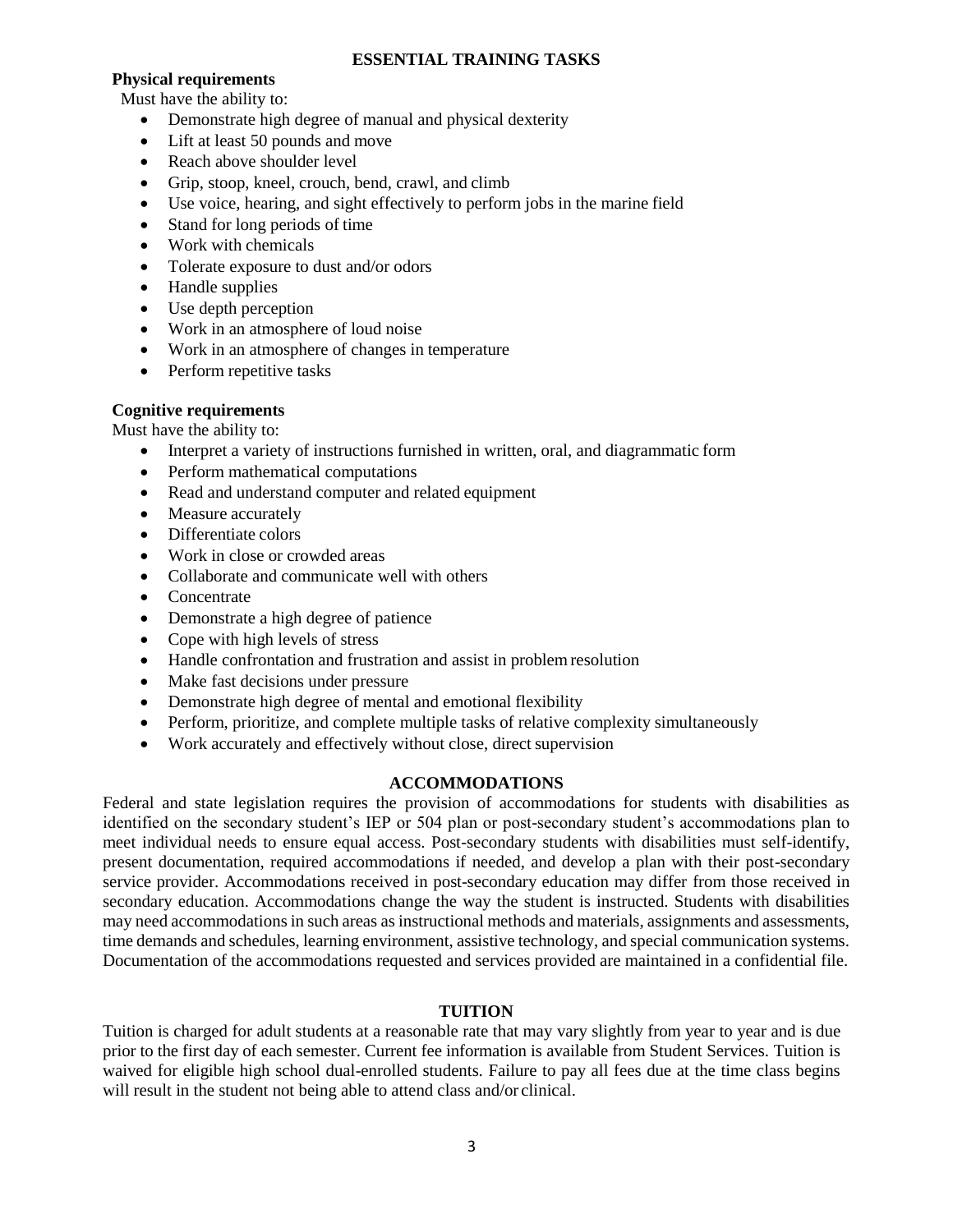## ESSENTIAL TRAINING TASKS

**Physical requirements**

Must have the ability to:

- Demonstrate high degree of manual and physical dexterity
- Lift at least 50 pounds and move
- Reach above shoulder level
- Grip, stoop, kneel, crouch, bend, crawl, and climb
- Use voice, hearing, and sight effectively to perform jobs in the marine field
- Stand for long periods of time
- Work with chemicals
- Tolerate exposure to dust and/or odors
- Handle supplies
- Use depth perception
- Work in an atmosphere of loud noise
- Work in an atmosphere of changes in temperature
- Perform repetitive tasks

**Cognitive requirements**

Must have the ability to:

- Interpret a variety of instructions furnished in written, oral, and diagrammatic form
- Perform mathematical computations
- Read and understand computer and related equipment
- Measure accurately
- Differentiate colors
- Work in close or crowded areas
- Collaborate and communicate well with others
- Concentrate
- Demonstrate a high degree of patience
- Cope with high levels of stress
- Handle confrontation and frustration and assist in problem resolution
- Make fast decisions under pressure
- Demonstrate high degree of mental and emotional flexibility
- Perform, prioritize, and complete multiple tasks of relative complexity simultaneously
- Work accurately and effectively without close, direct supervision

## ACCOMMODATIONS

Federal and state legislation requires the provision of accommodations for students with disabilities as identified on the secondary student's IEP or 504 plan or post-secondary student's accommodations plan to meet individual needs to ensure equal access. Post-secondary students with disabilities must self-identify, present documentation, required accommodations if needed, and develop a plan with their post-secondary service provider. Accommodations received in post-secondary education may differ from those received in secondary education. Accommodations change the way the student is instructed. Students with disabilities may need accommodations in such areas as instructional methods and materials, assignments and assessments, time demands and schedules, learning environment, assistive technology, and special communication systems. Documentation of the accommodations requested and services provided are maintained in a confidential file.

## TUITION

Tuition is charged for adult students at a reasonable rate that may vary slightly from year to year and is due prior to the first day of each semester. Current fee information is available from Student Services. Tuition is waived for eligible high school dual-enrolled students. Failure to pay all fees due at the time class begins will result in the student not being able to attend class and/or clinical.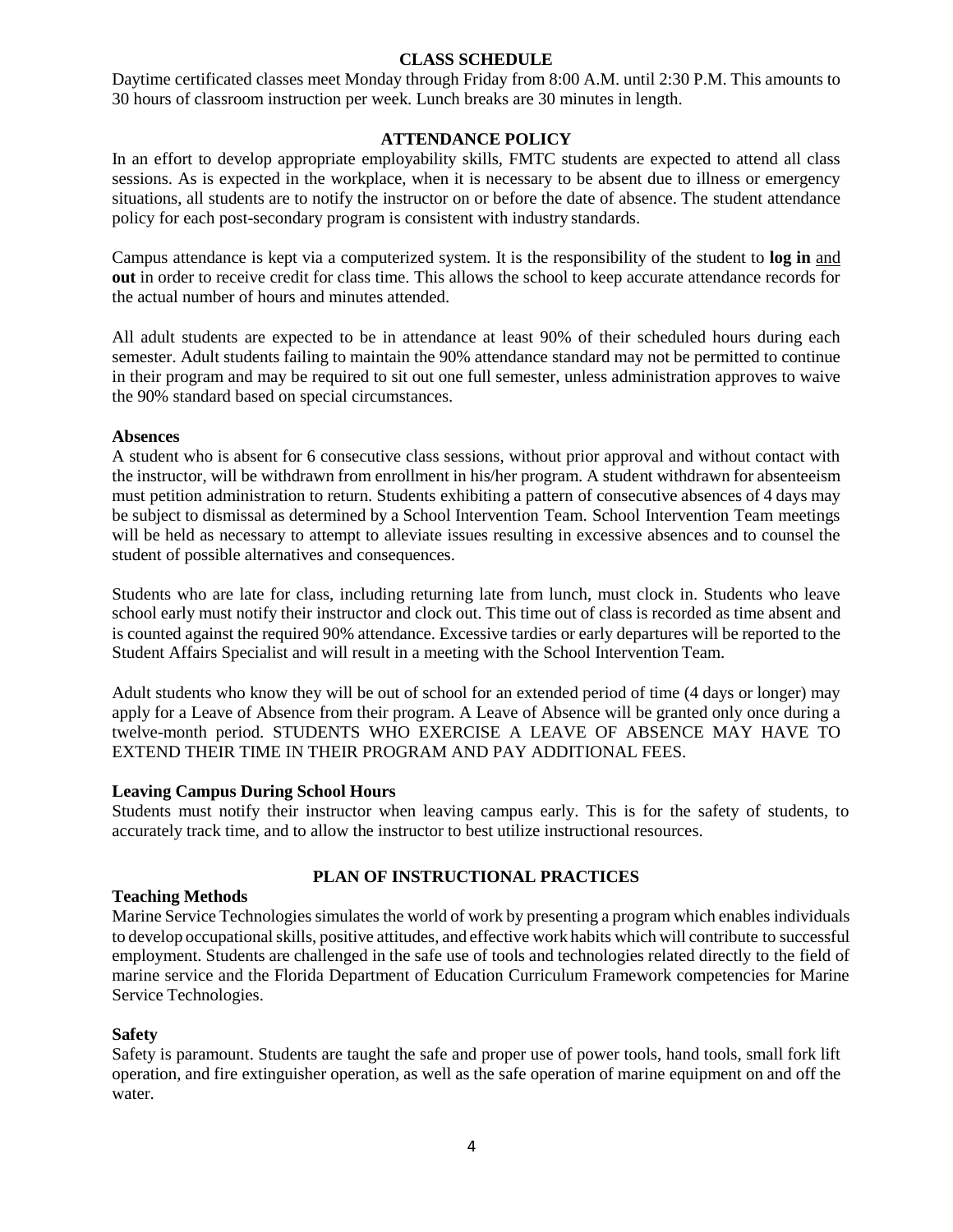## CLASS SCHEDULE

Daytime certificated classes meet Monday through Friday from 8:00 A.M. until 2:30 P.M. This amounts to 30 hours of classroom instruction per week. Lunch breaks are 30 minutes in length.

## ATTENDANCE POLICY

In an effort to develop appropriate employability skills, FMTC students are expected to attend all class sessions. As is expected in the workplace, when it is necessary to be absent due to illness or emergency situations, all students are to notify the instructor on or before the date of absence. The student attendance policy for each post-secondary program is consistent with industry standards.

Campus attendance is kept via a computerized system. It is the responsibility of the student to **log in** and **out** in order to receive credit for class time. This allows the school to keep accurate attendance records for the actual number of hours and minutes attended.

All adult students are expected to be in attendance at least 90% of their scheduled hours during each semester. Adult students failing to maintain the 90% attendance standard may not be permitted to continue in their program and may be required to sit out one full semester, unless administration approves to waive the 90% standard based on special circumstances.

### Absences

A student who is absent for 6 consecutive class sessions, without prior approval and without contact with the instructor, will be withdrawn from enrollment in his/her program. A student withdrawn for absenteeism must petition administration to return. Students exhibiting a pattern of consecutive absences of 4 days may be subject to dismissal as determined by a School Intervention Team. School Intervention Team meetings will be held as necessary to attempt to alleviate issues resulting in excessive absences and to counsel the student of possible alternatives and consequences.

Students who are late for class, including returning late from lunch, must clock in. Students who leave school early must notify their instructor and clock out. This time out of class is recorded as time absent and is counted against the required 90% attendance. Excessive tardies or early departures will be reported to the Student Affairs Specialist and will result in a meeting with the School Intervention Team.

Adult students who know they will be out of school for an extended period of time (4 days or longer) may apply for a Leave of Absence from their program. A Leave of Absence will be granted only once during a twelve-month period. STUDENTS WHO EXERCISE A LEAVE OF ABSENCE MAY HAVE TO EXTEND THEIR TIME IN THEIR PROGRAM AND PAY ADDITIONAL FEES.

### Leaving Campus During School Hours

Students must notify their instructor when leaving campus early. This is for the safety of students, to accurately track time, and to allow the instructor to best utilize instructional resources.

## PLAN OF INSTRUCTIONAL PRACTICES

### Teaching Methods

Marine Service Technologies simulates the world of work by presenting a program which enables individuals to develop occupational skills, positive attitudes, and effective work habits which will contribute to successful employment. Students are challenged in the safe use of tools and technologies related directly to the field of marine service and the Florida Department of Education Curriculum Framework competencies for Marine Service Technologies.

### Safety

Safety is paramount. Students are taught the safe and proper use of power tools, hand tools, small fork lift operation, and fire extinguisher operation, as well as the safe operation of marine equipment on and off the water.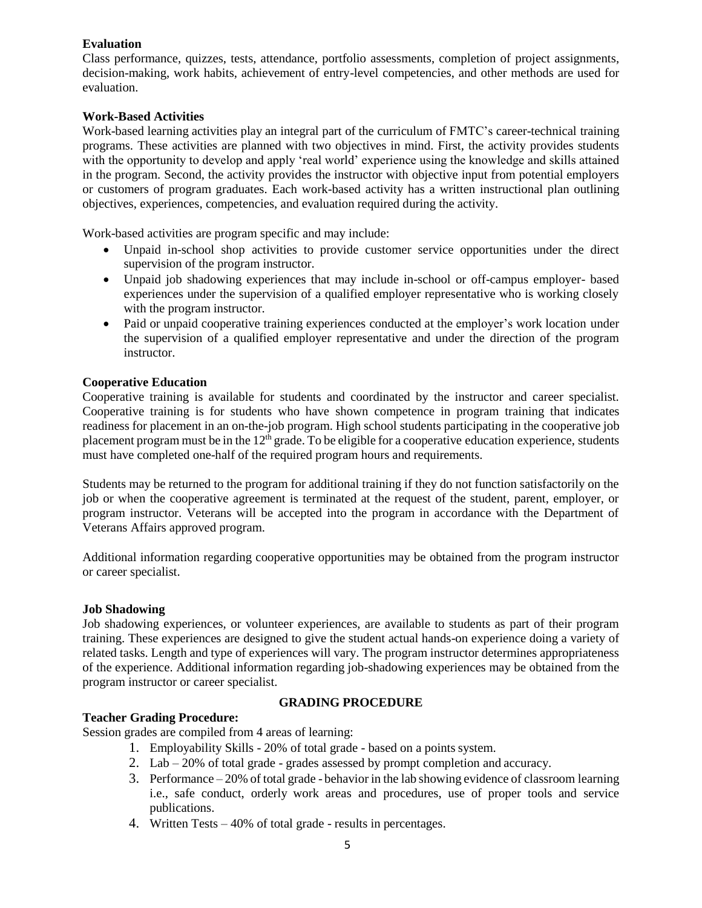### Evaluation

Class performance, quizzes, tests, attendance, portfolio assessments, completion of project assignments, decision-making, work habits, achievement of entry-level competencies, and other methods are used for evaluation.

### Work-Based Activities

Work-based learning activities play an integral part of the curriculum of FMTC's career-technical training programs. These activities are planned with two objectives in mind. First, the activity provides students with the opportunity to develop and apply 'real world' experience using the knowledge and skills attained in the program. Second, the activity provides the instructor with objective input from potential employers or customers of program graduates. Each work-based activity has a written instructional plan outlining objectives, experiences, competencies, and evaluation required during the activity.

Work-based activities are program specific and may include:

- Unpaid in-school shop activities to provide customer service opportunities under the direct supervision of the program instructor.
- Unpaid job shadowing experiences that may include in-school or off-campus employer- based experiences under the supervision of a qualified employer representative who is working closely with the program instructor.
- Paid or unpaid cooperative training experiences conducted at the employer's work location under the supervision of a qualified employer representative and under the direction of the program instructor.

### Cooperative Education

Cooperative training is available for students and coordinated by the instructor and career specialist. Cooperative training is for students who have shown competence in program training that indicates readiness for placement in an on-the-job program. High school students participating in the cooperative job placement program must be in the 12th grade. To be eligible for a cooperative education experience, students must have completed one-half of the required program hours and requirements.

Students may be returned to the program for additional training if they do not function satisfactorily on the job or when the cooperative agreement is terminated at the request of the student, parent, employer, or program instructor. Veterans will be accepted into the program in accordance with the Department of Veterans Affairs approved program.

Additional information regarding cooperative opportunities may be obtained from the program instructor or career specialist.

### Job Shadowing

Job shadowing experiences, or volunteer experiences, are available to students as part of their program training. These experiences are designed to give the student actual hands-on experience doing a variety of related tasks. Length and type of experiences will vary. The program instructor determines appropriateness of the experience. Additional information regarding job-shadowing experiences may be obtained from the program instructor or career specialist.

## GRADING PROCEDURE

### Teacher Grading Procedure:

Session grades are compiled from 4 areas of learning:

1. Employability Skills - 20% of total grade - based on a points system.
2. Lab – 20% of total grade - grades assessed by prompt completion and accuracy.
3. Performance – 20% of total grade - behavior in the lab showing evidence of classroom learning i.e., safe conduct, orderly work areas and procedures, use of proper tools and service publications.
4. Written Tests – 40% of total grade - results in percentages.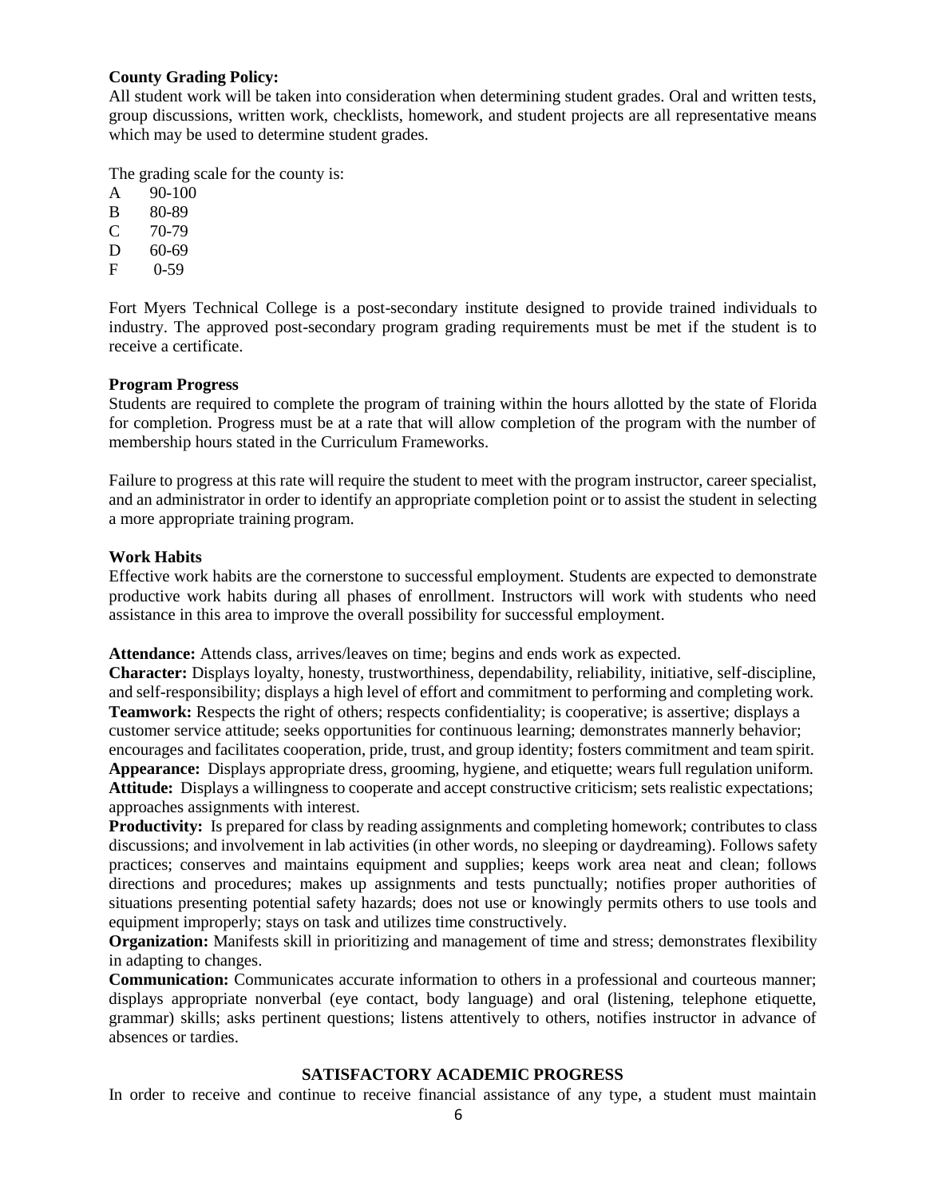**County Grading Policy:**
All student work will be taken into consideration when determining student grades. Oral and written tests, group discussions, written work, checklists, homework, and student projects are all representative means which may be used to determine student grades.

The grading scale for the county is:

A 90-100
B 80-89
C 70-79
D 60-69
F 0-59

Fort Myers Technical College is a post-secondary institute designed to provide trained individuals to industry. The approved post-secondary program grading requirements must be met if the student is to receive a certificate.

**Program Progress**
Students are required to complete the program of training within the hours allotted by the state of Florida for completion. Progress must be at a rate that will allow completion of the program with the number of membership hours stated in the Curriculum Frameworks.

Failure to progress at this rate will require the student to meet with the program instructor, career specialist, and an administrator in order to identify an appropriate completion point or to assist the student in selecting a more appropriate training program.

**Work Habits**
Effective work habits are the cornerstone to successful employment. Students are expected to demonstrate productive work habits during all phases of enrollment. Instructors will work with students who need assistance in this area to improve the overall possibility for successful employment.

**Attendance:** Attends class, arrives/leaves on time; begins and ends work as expected.
**Character:** Displays loyalty, honesty, trustworthiness, dependability, reliability, initiative, self-discipline, and self-responsibility; displays a high level of effort and commitment to performing and completing work.
**Teamwork:** Respects the right of others; respects confidentiality; is cooperative; is assertive; displays a customer service attitude; seeks opportunities for continuous learning; demonstrates mannerly behavior; encourages and facilitates cooperation, pride, trust, and group identity; fosters commitment and team spirit.
**Appearance:** Displays appropriate dress, grooming, hygiene, and etiquette; wears full regulation uniform.
**Attitude:** Displays a willingness to cooperate and accept constructive criticism; sets realistic expectations; approaches assignments with interest.
**Productivity:** Is prepared for class by reading assignments and completing homework; contributes to class discussions; and involvement in lab activities (in other words, no sleeping or daydreaming). Follows safety practices; conserves and maintains equipment and supplies; keeps work area neat and clean; follows directions and procedures; makes up assignments and tests punctually; notifies proper authorities of situations presenting potential safety hazards; does not use or knowingly permits others to use tools and equipment improperly; stays on task and utilizes time constructively.
**Organization:** Manifests skill in prioritizing and management of time and stress; demonstrates flexibility in adapting to changes.
**Communication:** Communicates accurate information to others in a professional and courteous manner; displays appropriate nonverbal (eye contact, body language) and oral (listening, telephone etiquette, grammar) skills; asks pertinent questions; listens attentively to others, notifies instructor in advance of absences or tardies.

## SATISFACTORY ACADEMIC PROGRESS

In order to receive and continue to receive financial assistance of any type, a student must maintain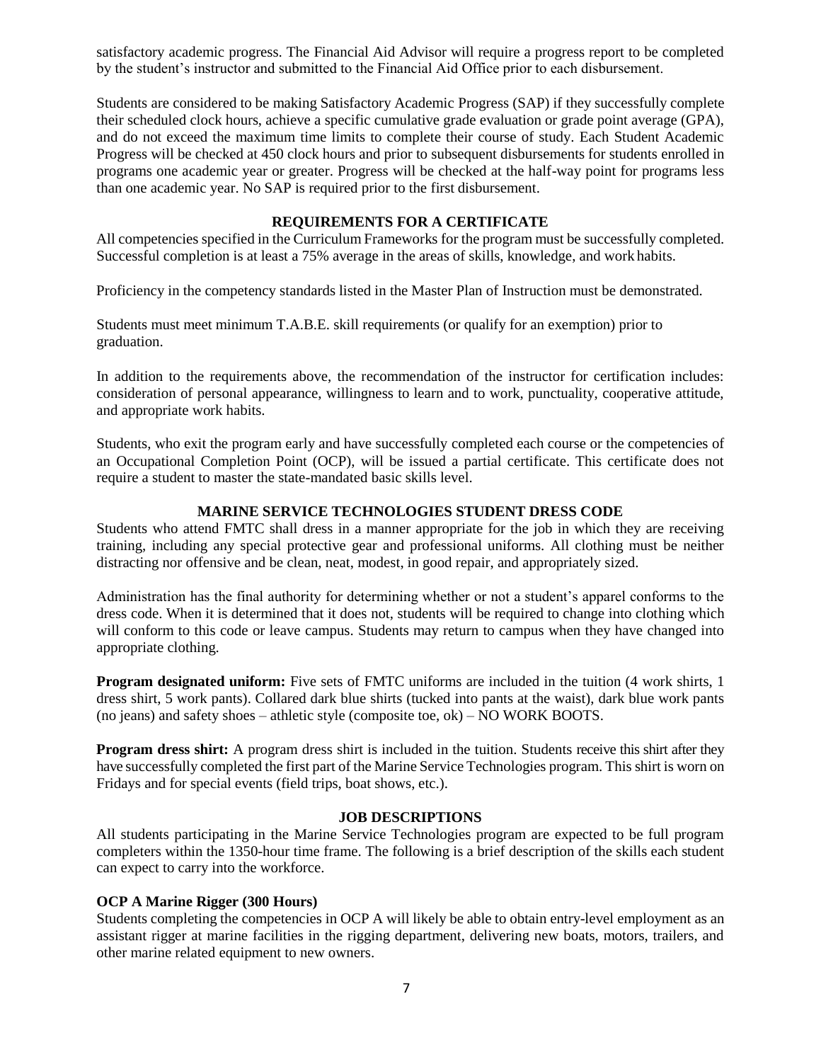satisfactory academic progress. The Financial Aid Advisor will require a progress report to be completed by the student's instructor and submitted to the Financial Aid Office prior to each disbursement.

Students are considered to be making Satisfactory Academic Progress (SAP) if they successfully complete their scheduled clock hours, achieve a specific cumulative grade evaluation or grade point average (GPA), and do not exceed the maximum time limits to complete their course of study. Each Student Academic Progress will be checked at 450 clock hours and prior to subsequent disbursements for students enrolled in programs one academic year or greater. Progress will be checked at the half-way point for programs less than one academic year. No SAP is required prior to the first disbursement.

## REQUIREMENTS FOR A CERTIFICATE

All competencies specified in the Curriculum Frameworks for the program must be successfully completed. Successful completion is at least a 75% average in the areas of skills, knowledge, and work habits.

Proficiency in the competency standards listed in the Master Plan of Instruction must be demonstrated.

Students must meet minimum T.A.B.E. skill requirements (or qualify for an exemption) prior to graduation.

In addition to the requirements above, the recommendation of the instructor for certification includes: consideration of personal appearance, willingness to learn and to work, punctuality, cooperative attitude, and appropriate work habits.

Students, who exit the program early and have successfully completed each course or the competencies of an Occupational Completion Point (OCP), will be issued a partial certificate. This certificate does not require a student to master the state-mandated basic skills level.

## MARINE SERVICE TECHNOLOGIES STUDENT DRESS CODE

Students who attend FMTC shall dress in a manner appropriate for the job in which they are receiving training, including any special protective gear and professional uniforms. All clothing must be neither distracting nor offensive and be clean, neat, modest, in good repair, and appropriately sized.

Administration has the final authority for determining whether or not a student's apparel conforms to the dress code. When it is determined that it does not, students will be required to change into clothing which will conform to this code or leave campus. Students may return to campus when they have changed into appropriate clothing.

**Program designated uniform:** Five sets of FMTC uniforms are included in the tuition (4 work shirts, 1 dress shirt, 5 work pants). Collared dark blue shirts (tucked into pants at the waist), dark blue work pants (no jeans) and safety shoes – athletic style (composite toe, ok) – NO WORK BOOTS.

**Program dress shirt:** A program dress shirt is included in the tuition. Students receive this shirt after they have successfully completed the first part of the Marine Service Technologies program. This shirt is worn on Fridays and for special events (field trips, boat shows, etc.).

## JOB DESCRIPTIONS

All students participating in the Marine Service Technologies program are expected to be full program completers within the 1350-hour time frame. The following is a brief description of the skills each student can expect to carry into the workforce.

### OCP A Marine Rigger (300 Hours)

Students completing the competencies in OCP A will likely be able to obtain entry-level employment as an assistant rigger at marine facilities in the rigging department, delivering new boats, motors, trailers, and other marine related equipment to new owners.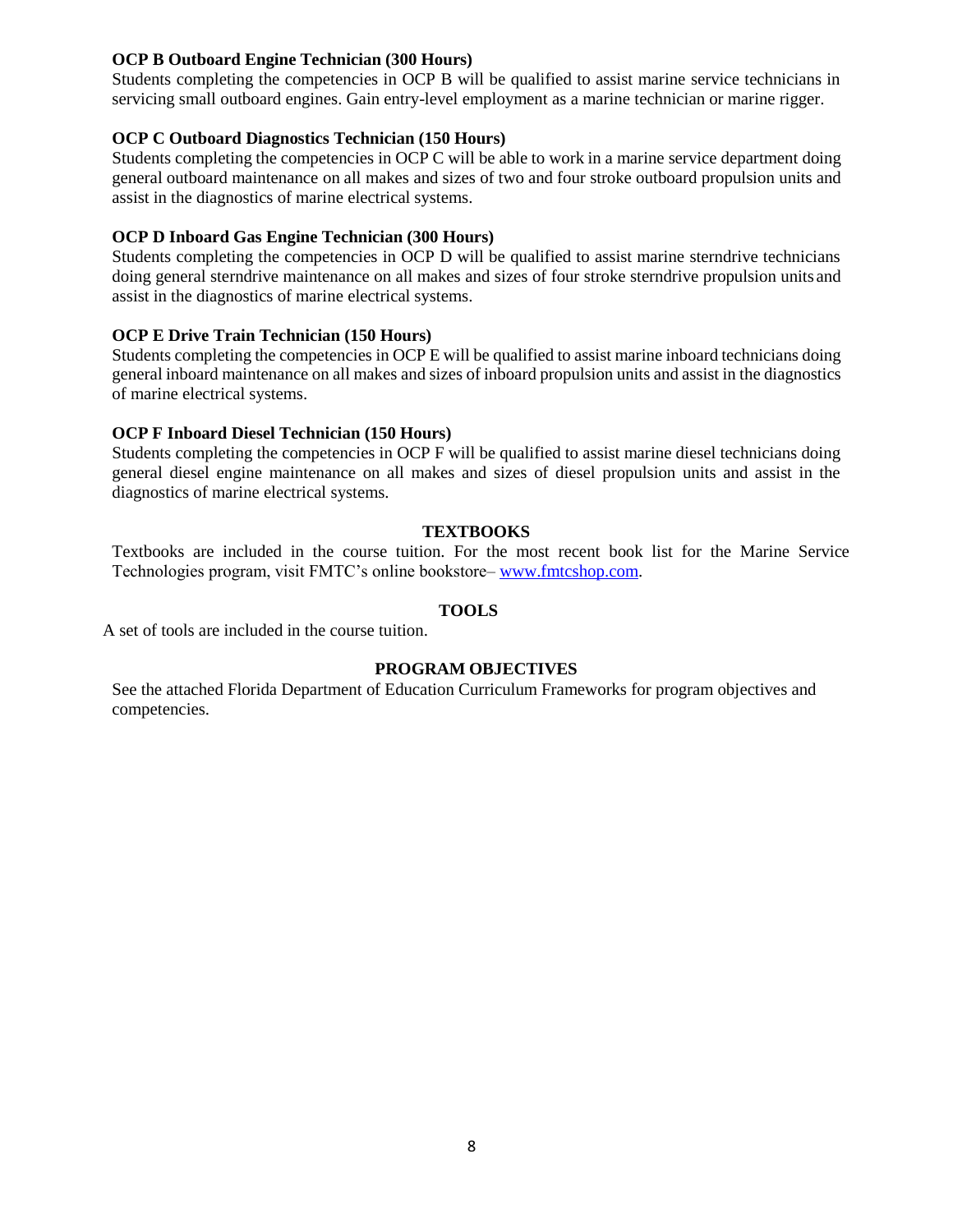**OCP B Outboard Engine Technician (300 Hours)**

Students completing the competencies in OCP B will be qualified to assist marine service technicians in servicing small outboard engines. Gain entry-level employment as a marine technician or marine rigger.

**OCP C Outboard Diagnostics Technician (150 Hours)**

Students completing the competencies in OCP C will be able to work in a marine service department doing general outboard maintenance on all makes and sizes of two and four stroke outboard propulsion units and assist in the diagnostics of marine electrical systems.

**OCP D Inboard Gas Engine Technician (300 Hours)**

Students completing the competencies in OCP D will be qualified to assist marine sterndrive technicians doing general sterndrive maintenance on all makes and sizes of four stroke sterndrive propulsion units and assist in the diagnostics of marine electrical systems.

**OCP E Drive Train Technician (150 Hours)**

Students completing the competencies in OCP E will be qualified to assist marine inboard technicians doing general inboard maintenance on all makes and sizes of inboard propulsion units and assist in the diagnostics of marine electrical systems.

**OCP F Inboard Diesel Technician (150 Hours)**

Students completing the competencies in OCP F will be qualified to assist marine diesel technicians doing general diesel engine maintenance on all makes and sizes of diesel propulsion units and assist in the diagnostics of marine electrical systems.

## TEXTBOOKS

Textbooks are included in the course tuition. For the most recent book list for the Marine Service Technologies program, visit FMTC's online bookstore– www.fmtcshop.com.

## TOOLS

A set of tools are included in the course tuition.

## PROGRAM OBJECTIVES

See the attached Florida Department of Education Curriculum Frameworks for program objectives and competencies.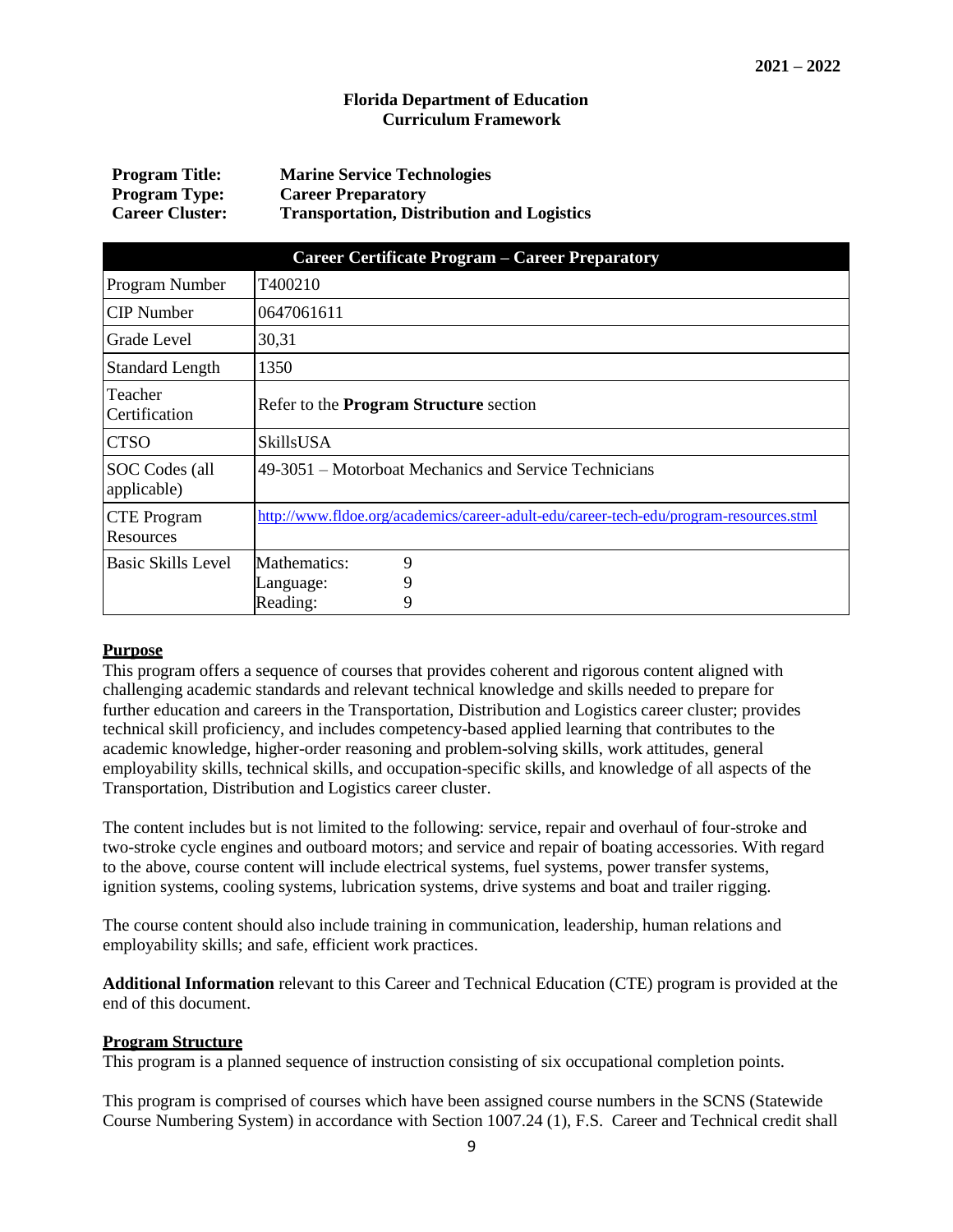2021 – 2022

**Florida Department of Education**
**Curriculum Framework**

| | |
|---|---|
| **Program Title:** | **Marine Service Technologies** |
| **Program Type:** | **Career Preparatory** |
| **Career Cluster:** | **Transportation, Distribution and Logistics** |

| **Career Certificate Program – Career Preparatory** | |
|---|---|
| Program Number | T400210 |
| CIP Number | 0647061611 |
| Grade Level | 30,31 |
| Standard Length | 1350 |
| Teacher Certification | Refer to the **Program Structure** section |
| CTSO | SkillsUSA |
| SOC Codes (all applicable) | 49-3051 – Motorboat Mechanics and Service Technicians |
| CTE Program Resources | http://www.fldoe.org/academics/career-adult-edu/career-tech-edu/program-resources.stml |
| Basic Skills Level | Mathematics: 9<br>Language: 9<br>Reading: 9 |

## Purpose

This program offers a sequence of courses that provides coherent and rigorous content aligned with challenging academic standards and relevant technical knowledge and skills needed to prepare for further education and careers in the Transportation, Distribution and Logistics career cluster; provides technical skill proficiency, and includes competency-based applied learning that contributes to the academic knowledge, higher-order reasoning and problem-solving skills, work attitudes, general employability skills, technical skills, and occupation-specific skills, and knowledge of all aspects of the Transportation, Distribution and Logistics career cluster.

The content includes but is not limited to the following: service, repair and overhaul of four-stroke and two-stroke cycle engines and outboard motors; and service and repair of boating accessories. With regard to the above, course content will include electrical systems, fuel systems, power transfer systems, ignition systems, cooling systems, lubrication systems, drive systems and boat and trailer rigging.

The course content should also include training in communication, leadership, human relations and employability skills; and safe, efficient work practices.

**Additional Information** relevant to this Career and Technical Education (CTE) program is provided at the end of this document.

## Program Structure

This program is a planned sequence of instruction consisting of six occupational completion points.

This program is comprised of courses which have been assigned course numbers in the SCNS (Statewide Course Numbering System) in accordance with Section 1007.24 (1), F.S. Career and Technical credit shall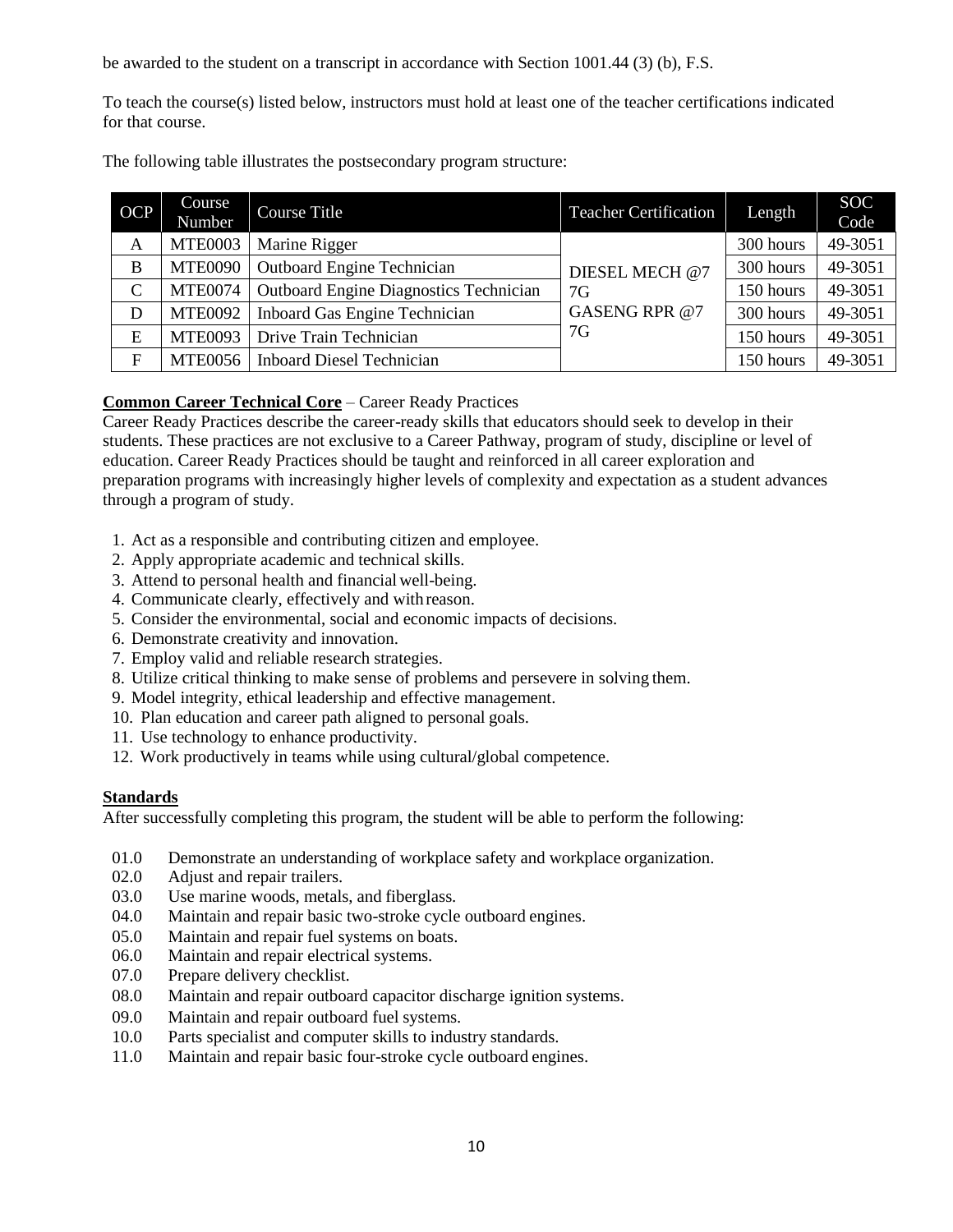be awarded to the student on a transcript in accordance with Section 1001.44 (3) (b), F.S.

To teach the course(s) listed below, instructors must hold at least one of the teacher certifications indicated for that course.

The following table illustrates the postsecondary program structure:

| OCP | Course Number | Course Title | Teacher Certification | Length | SOC Code |
|---|---|---|---|---|---|
| A | MTE0003 | Marine Rigger | DIESEL MECH @7 7G<br>GASENG RPR @7 7G | 300 hours | 49-3051 |
| B | MTE0090 | Outboard Engine Technician | | 300 hours | 49-3051 |
| C | MTE0074 | Outboard Engine Diagnostics Technician | | 150 hours | 49-3051 |
| D | MTE0092 | Inboard Gas Engine Technician | | 300 hours | 49-3051 |
| E | MTE0093 | Drive Train Technician | | 150 hours | 49-3051 |
| F | MTE0056 | Inboard Diesel Technician | | 150 hours | 49-3051 |

**Common Career Technical Core** – Career Ready Practices

Career Ready Practices describe the career-ready skills that educators should seek to develop in their students. These practices are not exclusive to a Career Pathway, program of study, discipline or level of education. Career Ready Practices should be taught and reinforced in all career exploration and preparation programs with increasingly higher levels of complexity and expectation as a student advances through a program of study.

1. Act as a responsible and contributing citizen and employee.
2. Apply appropriate academic and technical skills.
3. Attend to personal health and financial well-being.
4. Communicate clearly, effectively and with reason.
5. Consider the environmental, social and economic impacts of decisions.
6. Demonstrate creativity and innovation.
7. Employ valid and reliable research strategies.
8. Utilize critical thinking to make sense of problems and persevere in solving them.
9. Model integrity, ethical leadership and effective management.
10. Plan education and career path aligned to personal goals.
11. Use technology to enhance productivity.
12. Work productively in teams while using cultural/global competence.

**Standards**

After successfully completing this program, the student will be able to perform the following:

01.0 Demonstrate an understanding of workplace safety and workplace organization.
02.0 Adjust and repair trailers.
03.0 Use marine woods, metals, and fiberglass.
04.0 Maintain and repair basic two-stroke cycle outboard engines.
05.0 Maintain and repair fuel systems on boats.
06.0 Maintain and repair electrical systems.
07.0 Prepare delivery checklist.
08.0 Maintain and repair outboard capacitor discharge ignition systems.
09.0 Maintain and repair outboard fuel systems.
10.0 Parts specialist and computer skills to industry standards.
11.0 Maintain and repair basic four-stroke cycle outboard engines.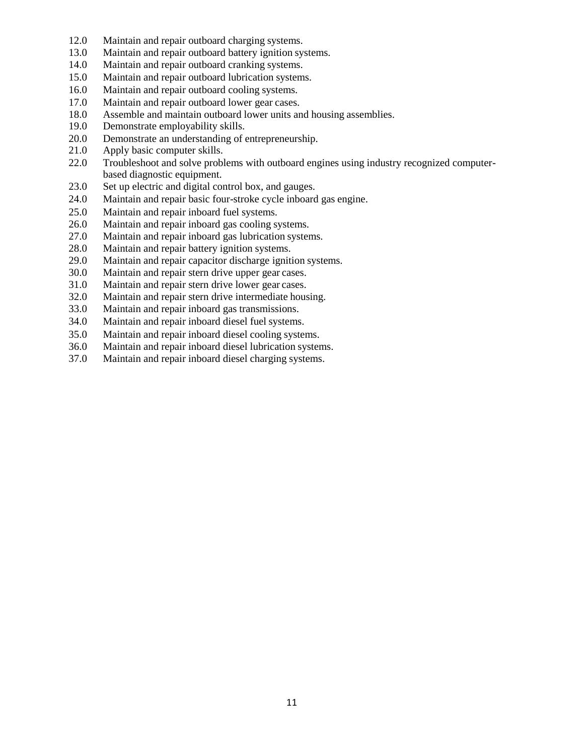12.0 Maintain and repair outboard charging systems.
13.0 Maintain and repair outboard battery ignition systems.
14.0 Maintain and repair outboard cranking systems.
15.0 Maintain and repair outboard lubrication systems.
16.0 Maintain and repair outboard cooling systems.
17.0 Maintain and repair outboard lower gear cases.
18.0 Assemble and maintain outboard lower units and housing assemblies.
19.0 Demonstrate employability skills.
20.0 Demonstrate an understanding of entrepreneurship.
21.0 Apply basic computer skills.
22.0 Troubleshoot and solve problems with outboard engines using industry recognized computer-based diagnostic equipment.
23.0 Set up electric and digital control box, and gauges.
24.0 Maintain and repair basic four-stroke cycle inboard gas engine.
25.0 Maintain and repair inboard fuel systems.
26.0 Maintain and repair inboard gas cooling systems.
27.0 Maintain and repair inboard gas lubrication systems.
28.0 Maintain and repair battery ignition systems.
29.0 Maintain and repair capacitor discharge ignition systems.
30.0 Maintain and repair stern drive upper gear cases.
31.0 Maintain and repair stern drive lower gear cases.
32.0 Maintain and repair stern drive intermediate housing.
33.0 Maintain and repair inboard gas transmissions.
34.0 Maintain and repair inboard diesel fuel systems.
35.0 Maintain and repair inboard diesel cooling systems.
36.0 Maintain and repair inboard diesel lubrication systems.
37.0 Maintain and repair inboard diesel charging systems.